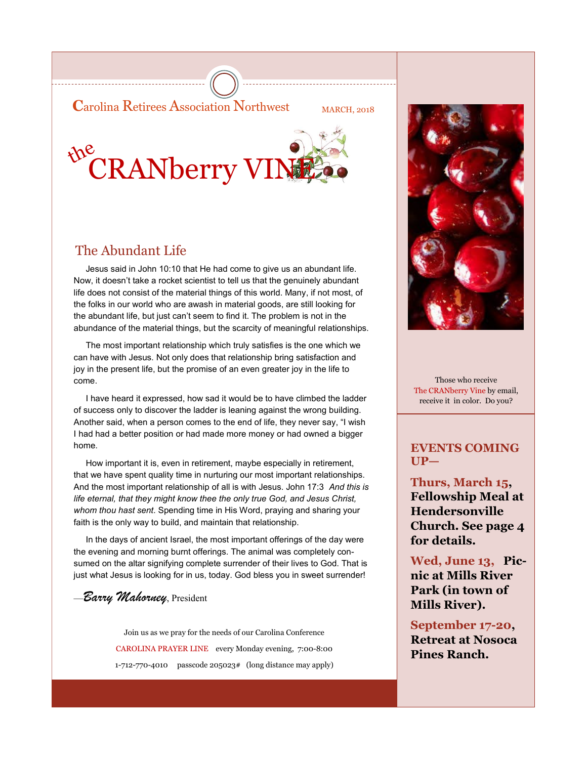Carolina Retirees Association Northwest

MARCH, 2018

# the CRANberry VINE

## The Abundant Life

Jesus said in John 10:10 that He had come to give us an abundant life. Now, it doesn't take a rocket scientist to tell us that the genuinely abundant life does not consist of the material things of this world. Many, if not most, of the folks in our world who are awash in material goods, are still looking for the abundant life, but just can't seem to find it. The problem is not in the abundance of the material things, but the scarcity of meaningful relationships.

The most important relationship which truly satisfies is the one which we can have with Jesus. Not only does that relationship bring satisfaction and joy in the present life, but the promise of an even greater joy in the life to come.

I have heard it expressed, how sad it would be to have climbed the ladder of success only to discover the ladder is leaning against the wrong building. Another said, when a person comes to the end of life, they never say, "I wish I had had a better position or had made more money or had owned a bigger home.

How important it is, even in retirement, maybe especially in retirement, that we have spent quality time in nurturing our most important relationships. And the most important relationship of all is with Jesus. John 17:3 *And this is life eternal, that they might know thee the only true God, and Jesus Christ, whom thou hast sent*. Spending time in His Word, praying and sharing your faith is the only way to build, and maintain that relationship.

In the days of ancient Israel, the most important offerings of the day were the evening and morning burnt offerings. The animal was completely consumed on the altar signifying complete surrender of their lives to God. That is just what Jesus is looking for in us, today. God bless you in sweet surrender!

—*Barry Mahorney*, President

Join us as we pray for the needs of our Carolina Conference

CAROLINA PRAYER LINE every Monday evening, 7:00-8:00

1-712-770-4010 passcode 205023# (long distance may apply)

Those who receive The CRANberry Vine by email, receive it in color. Do you?

### EVENTS COMING UP—

**Thurs, March 15, Fellowship Meal at Hendersonville Church. See page 4 for details.**

**Wed, June 13, Picnic at Mills River Park (in town of Mills River).**

**September 17-20, Retreat at Nosoca Pines Ranch.**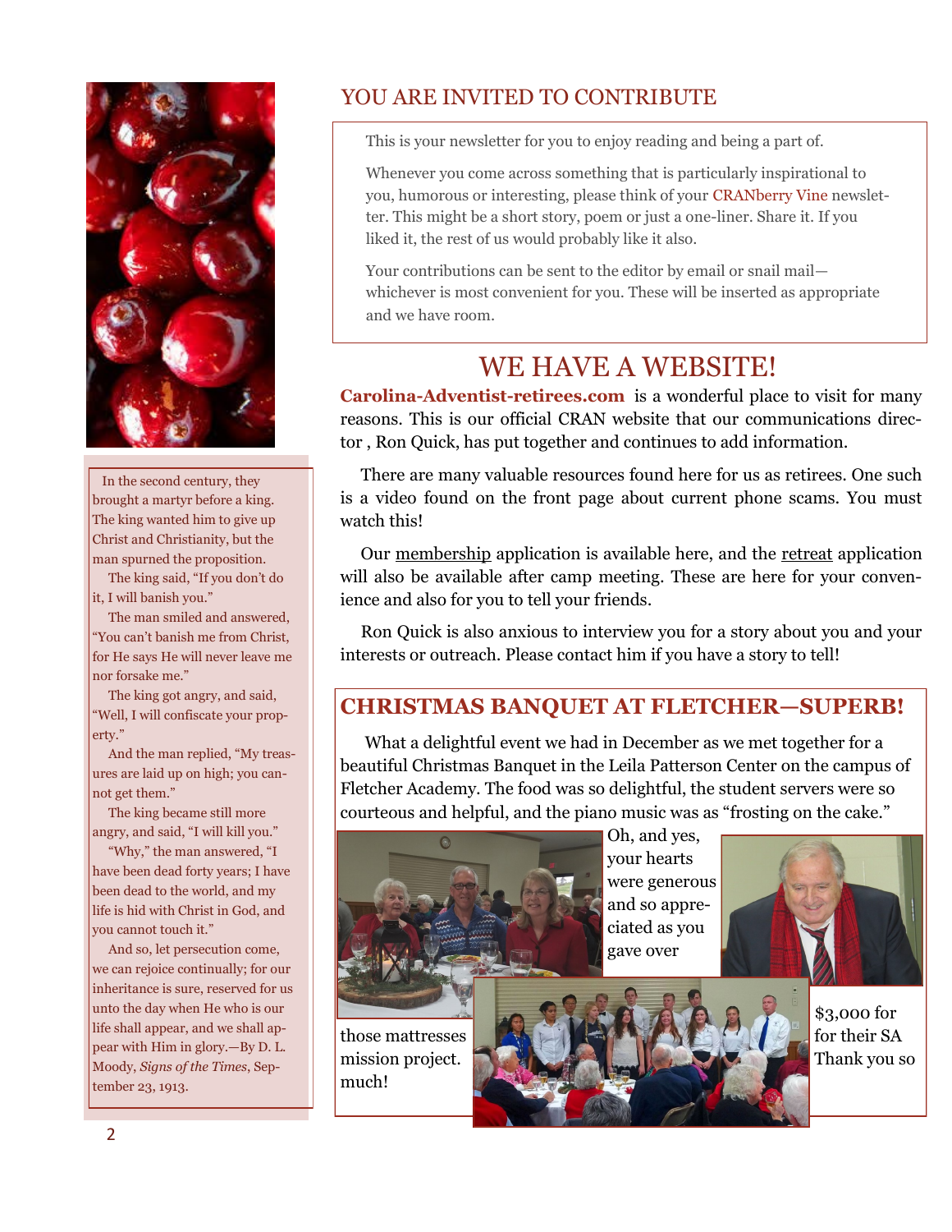## YOU ARE INVITED TO CONTRIBUTE

This is your newsletter for you to enjoy reading and being a part of.

Whenever you come across something that is particularly inspirational to you, humorous or interesting, please think of your CRANberry Vine newsletter. This might be a short story, poem or just a one-liner. Share it. If you liked it, the rest of us would probably like it also.

Your contributions can be sent to the editor by email or snail mail—whichever is most convenient for you. These will be inserted as appropriate and we have room.

In the second century, they brought a martyr before a king. The king wanted him to give up Christ and Christianity, but the man spurned the proposition.

The king said, "If you don't do it, I will banish you."

The man smiled and answered, "You can't banish me from Christ, for He says He will never leave me nor forsake me."

The king got angry, and said, "Well, I will confiscate your property."

And the man replied, "My treasures are laid up on high; you cannot get them."

The king became still more angry, and said, "I will kill you."

"Why," the man answered, "I have been dead forty years; I have been dead to the world, and my life is hid with Christ in God, and you cannot touch it."

And so, let persecution come, we can rejoice continually; for our inheritance is sure, reserved for us unto the day when He who is our life shall appear, and we shall appear with Him in glory.—By D. L. Moody, *Signs of the Times*, September 23, 1913.

# WE HAVE A WEBSITE!

**Carolina-Adventist-retirees.com** is a wonderful place to visit for many reasons. This is our official CRAN website that our communications director , Ron Quick, has put together and continues to add information.

There are many valuable resources found here for us as retirees. One such is a video found on the front page about current phone scams. You must watch this!

Our membership application is available here, and the retreat application will also be available after camp meeting. These are here for your convenience and also for you to tell your friends.

Ron Quick is also anxious to interview you for a story about you and your interests or outreach. Please contact him if you have a story to tell!

## CHRISTMAS BANQUET AT FLETCHER—SUPERB!

What a delightful event we had in December as we met together for a beautiful Christmas Banquet in the Leila Patterson Center on the campus of Fletcher Academy. The food was so delightful, the student servers were so courteous and helpful, and the piano music was as "frosting on the cake."

Oh, and yes, your hearts were generous and so appreciated as you gave over $3,000 for those mattresses for their SA mission project. Thank you so much!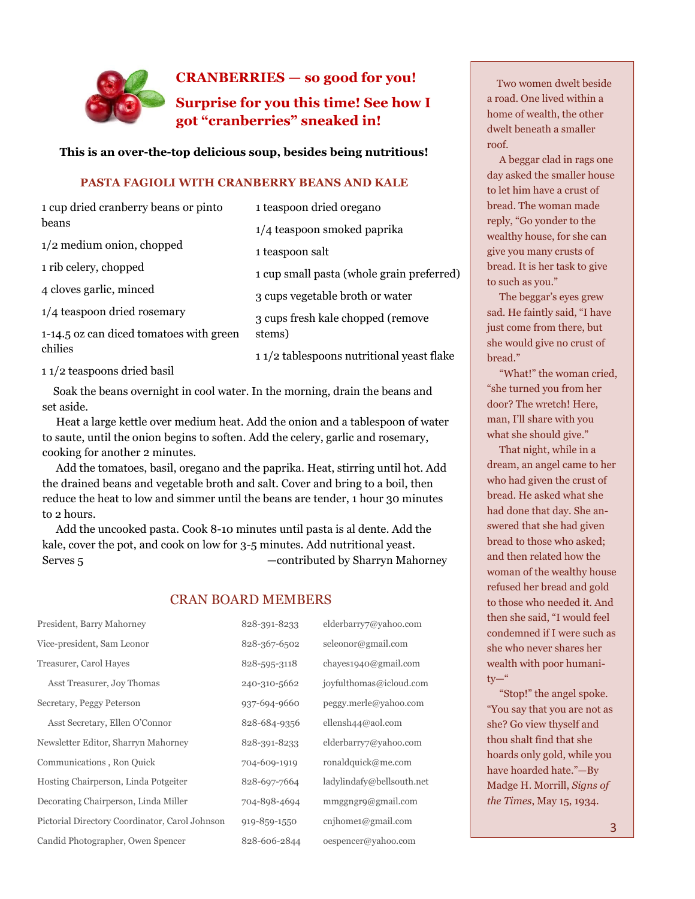## CRANBERRIES — so good for you!

## Surprise for you this time! See how I got "cranberries" sneaked in!

**This is an over-the-top delicious soup, besides being nutritious!**

### PASTA FAGIOLI WITH CRANBERRY BEANS AND KALE

1 cup dried cranberry beans or pinto beans

1/2 medium onion, chopped

1 rib celery, chopped

4 cloves garlic, minced

1/4 teaspoon dried rosemary

1-14.5 oz can diced tomatoes with green chilies

1 1/2 teaspoons dried basil

1 teaspoon dried oregano

1/4 teaspoon smoked paprika

1 teaspoon salt

1 cup small pasta (whole grain preferred)

3 cups vegetable broth or water

3 cups fresh kale chopped (remove stems)

1 1/2 tablespoons nutritional yeast flake

Soak the beans overnight in cool water. In the morning, drain the beans and set aside.

Heat a large kettle over medium heat. Add the onion and a tablespoon of water to saute, until the onion begins to soften. Add the celery, garlic and rosemary, cooking for another 2 minutes.

Add the tomatoes, basil, oregano and the paprika. Heat, stirring until hot. Add the drained beans and vegetable broth and salt. Cover and bring to a boil, then reduce the heat to low and simmer until the beans are tender, 1 hour 30 minutes to 2 hours.

Add the uncooked pasta. Cook 8-10 minutes until pasta is al dente. Add the kale, cover the pot, and cook on low for 3-5 minutes. Add nutritional yeast. Serves 5

—contributed by Sharryn Mahorney

## CRAN BOARD MEMBERS

| Position | Phone | Email |
|---|---|---|
| President, Barry Mahorney | 828-391-8233 | elderbarry7@yahoo.com |
| Vice-president, Sam Leonor | 828-367-6502 | seleonor@gmail.com |
| Treasurer, Carol Hayes | 828-595-3118 | chayes1940@gmail.com |
| Asst Treasurer, Joy Thomas | 240-310-5662 | joyfulthomas@icloud.com |
| Secretary, Peggy Peterson | 937-694-9660 | peggy.merle@yahoo.com |
| Asst Secretary, Ellen O'Connor | 828-684-9356 | ellensh44@aol.com |
| Newsletter Editor, Sharryn Mahorney | 828-391-8233 | elderbarry7@yahoo.com |
| Communications , Ron Quick | 704-609-1919 | ronaldquick@me.com |
| Hosting Chairperson, Linda Potgeiter | 828-697-7664 | ladylindafy@bellsouth.net |
| Decorating Chairperson, Linda Miller | 704-898-4694 | mmggngr9@gmail.com |
| Pictorial Directory Coordinator, Carol Johnson | 919-859-1550 | cnjhome1@gmail.com |
| Candid Photographer, Owen Spencer | 828-606-2844 | oespencer@yahoo.com |

Two women dwelt beside a road. One lived within a home of wealth, the other dwelt beneath a smaller roof.

A beggar clad in rags one day asked the smaller house to let him have a crust of bread. The woman made reply, "Go yonder to the wealthy house, for she can give you many crusts of bread. It is her task to give to such as you."

The beggar's eyes grew sad. He faintly said, "I have just come from there, but she would give no crust of bread."

"What!" the woman cried, "she turned you from her door? The wretch! Here, man, I'll share with you what she should give."

That night, while in a dream, an angel came to her who had given the crust of bread. He asked what she had done that day. She answered that she had given bread to those who asked; and then related how the woman of the wealthy house refused her bread and gold to those who needed it. And then she said, "I would feel condemned if I were such as she who never shares her wealth with poor humanity—"

"Stop!" the angel spoke. "You say that you are not as she? Go view thyself and thou shalt find that she hoards only gold, while you have hoarded hate."—By Madge H. Morrill, *Signs of the Times*, May 15, 1934.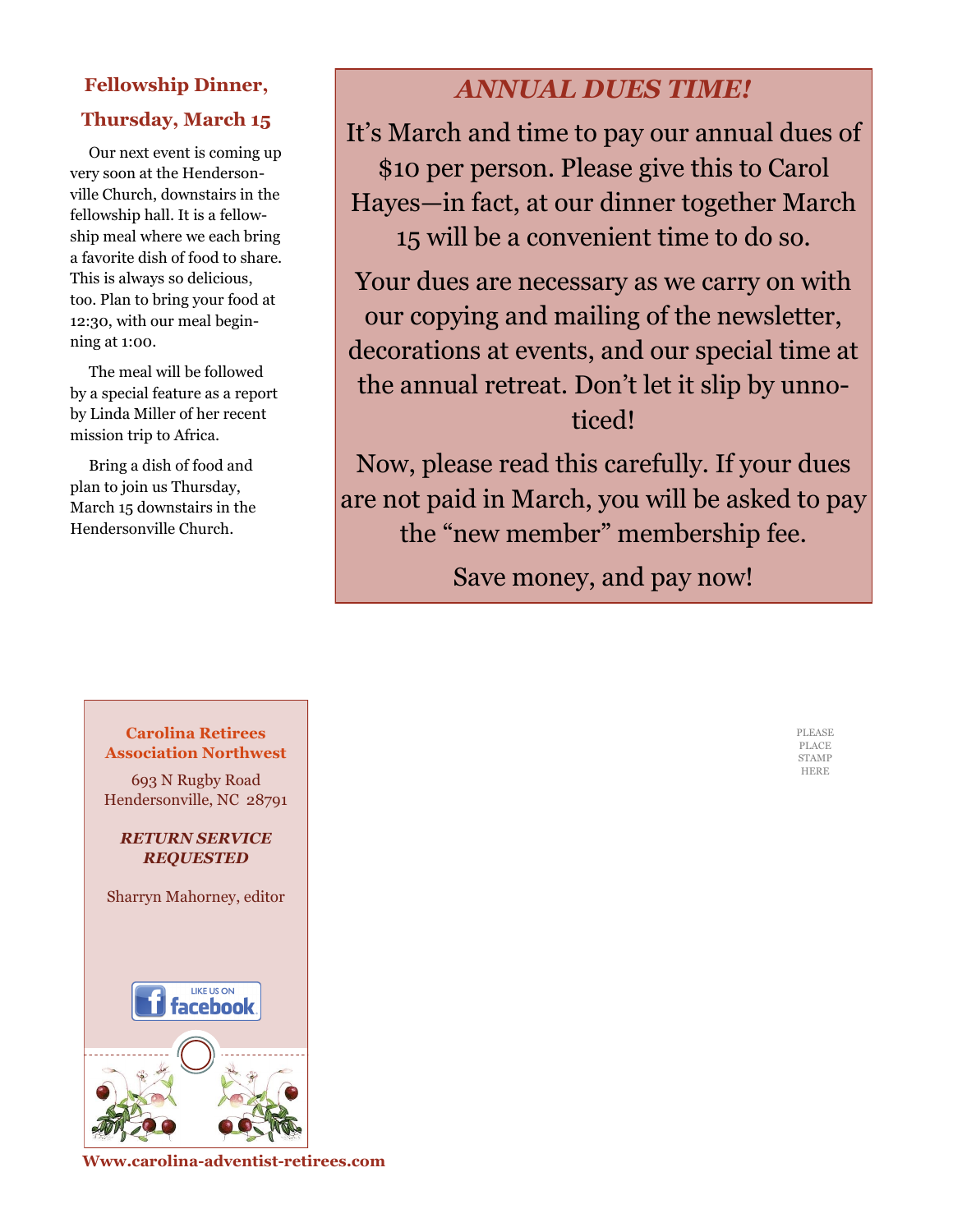## Fellowship Dinner, Thursday, March 15

Our next event is coming up very soon at the Hendersonville Church, downstairs in the fellowship hall. It is a fellowship meal where we each bring a favorite dish of food to share. This is always so delicious, too. Plan to bring your food at 12:30, with our meal beginning at 1:00.

The meal will be followed by a special feature as a report by Linda Miller of her recent mission trip to Africa.

Bring a dish of food and plan to join us Thursday, March 15 downstairs in the Hendersonville Church.

## *ANNUAL DUES TIME!*

It's March and time to pay our annual dues of $10 per person. Please give this to Carol Hayes—in fact, at our dinner together March 15 will be a convenient time to do so.

Your dues are necessary as we carry on with our copying and mailing of the newsletter, decorations at events, and our special time at the annual retreat. Don't let it slip by unnoticed!

Now, please read this carefully. If your dues are not paid in March, you will be asked to pay the "new member" membership fee.

Save money, and pay now!

**Carolina Retirees Association Northwest**

693 N Rugby Road
Hendersonville, NC 28791

***RETURN SERVICE REQUESTED***

Sharryn Mahorney, editor

LIKE US ON facebook

PLEASE PLACE STAMP HERE

**Www.carolina-adventist-retirees.com**